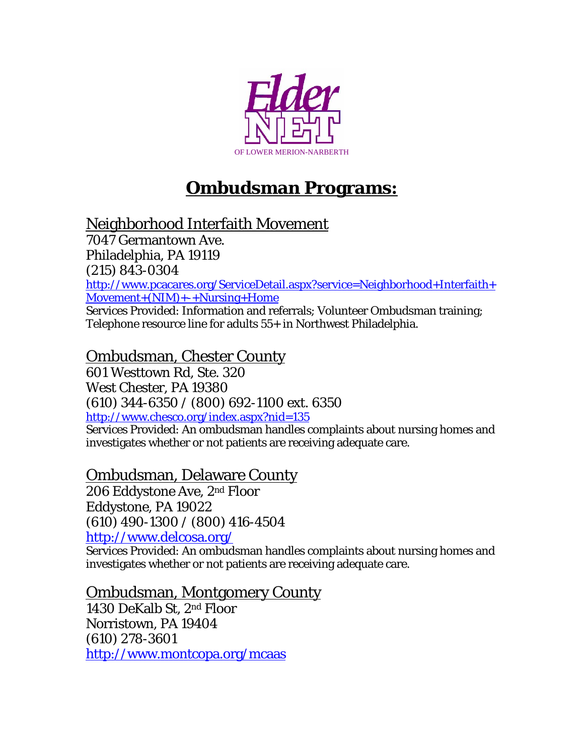ElderNET OF LOWER MERION-NARBERTH

# Ombudsman Programs:

## Neighborhood Interfaith Movement

7047 Germantown Ave.
Philadelphia, PA 19119
(215) 843-0304
http://www.pcacares.org/ServiceDetail.aspx?service=Neighborhood+Interfaith+Movement+(NIM)+-+Nursing+Home
Services Provided: Information and referrals; Volunteer Ombudsman training; Telephone resource line for adults 55+ in Northwest Philadelphia.

## Ombudsman, Chester County

601 Westtown Rd, Ste. 320
West Chester, PA 19380
(610) 344-6350 / (800) 692-1100 ext. 6350
http://www.chesco.org/index.aspx?nid=135
Services Provided: An ombudsman handles complaints about nursing homes and investigates whether or not patients are receiving adequate care.

## Ombudsman, Delaware County

206 Eddystone Ave, 2nd Floor
Eddystone, PA 19022
(610) 490-1300 / (800) 416-4504
http://www.delcosa.org/
Services Provided: An ombudsman handles complaints about nursing homes and investigates whether or not patients are receiving adequate care.

## Ombudsman, Montgomery County

1430 DeKalb St, 2nd Floor
Norristown, PA 19404
(610) 278-3601
http://www.montcopa.org/mcaas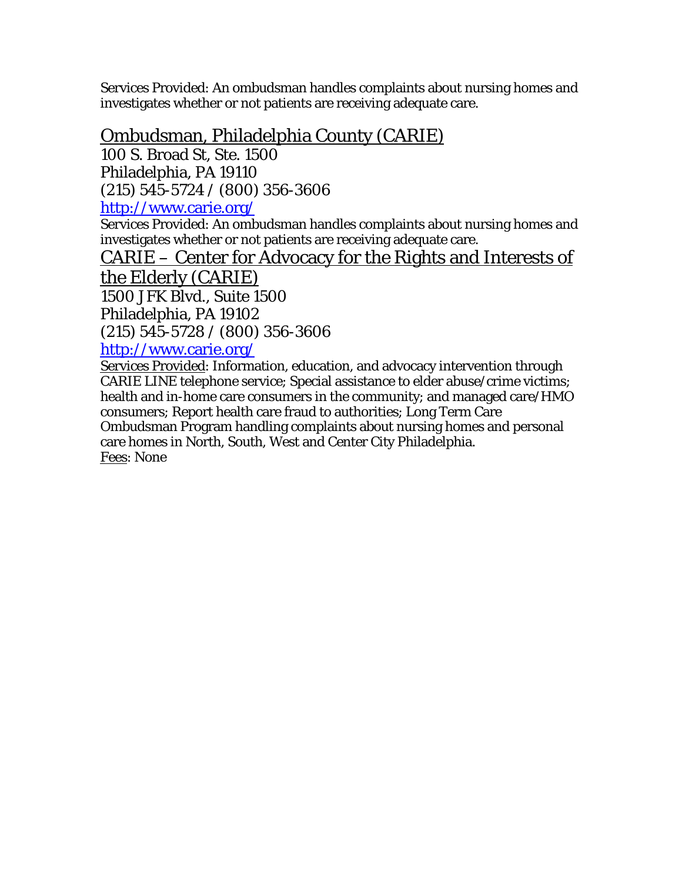Services Provided: An ombudsman handles complaints about nursing homes and investigates whether or not patients are receiving adequate care.

## Ombudsman, Philadelphia County (CARIE)

100 S. Broad St, Ste. 1500
Philadelphia, PA 19110
(215) 545-5724 / (800) 356-3606
http://www.carie.org/

Services Provided: An ombudsman handles complaints about nursing homes and investigates whether or not patients are receiving adequate care.

## CARIE – Center for Advocacy for the Rights and Interests of the Elderly (CARIE)

1500 JFK Blvd., Suite 1500
Philadelphia, PA 19102
(215) 545-5728 / (800) 356-3606
http://www.carie.org/

Services Provided: Information, education, and advocacy intervention through CARIE LINE telephone service; Special assistance to elder abuse/crime victims; health and in-home care consumers in the community; and managed care/HMO consumers; Report health care fraud to authorities; Long Term Care Ombudsman Program handling complaints about nursing homes and personal care homes in North, South, West and Center City Philadelphia.

Fees: None